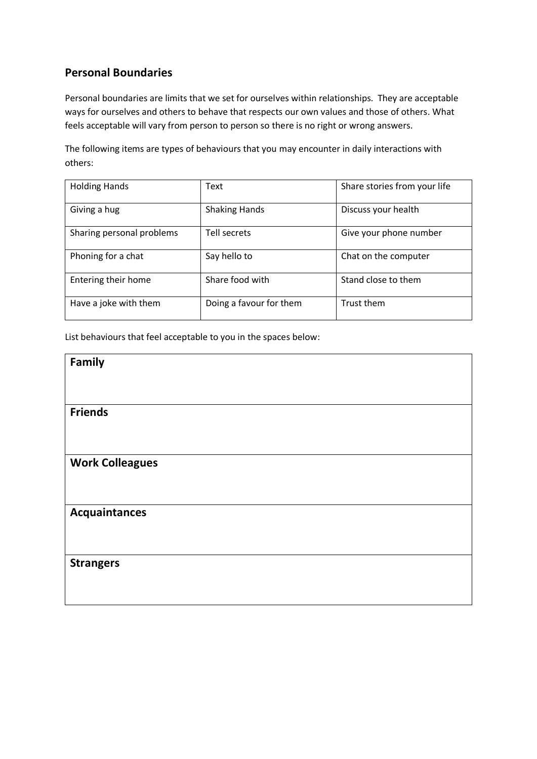## Personal Boundaries

Personal boundaries are limits that we set for ourselves within relationships. They are acceptable ways for ourselves and others to behave that respects our own values and those of others. What feels acceptable will vary from person to person so there is no right or wrong answers.

The following items are types of behaviours that you may encounter in daily interactions with others:

| | | |
|---|---|---|
| Holding Hands | Text | Share stories from your life |
| Giving a hug | Shaking Hands | Discuss your health |
| Sharing personal problems | Tell secrets | Give your phone number |
| Phoning for a chat | Say hello to | Chat on the computer |
| Entering their home | Share food with | Stand close to them |
| Have a joke with them | Doing a favour for them | Trust them |

List behaviours that feel acceptable to you in the spaces below:

| |
|---|
| **Family** |
| **Friends** |
| **Work Colleagues** |
| **Acquaintances** |
| **Strangers** |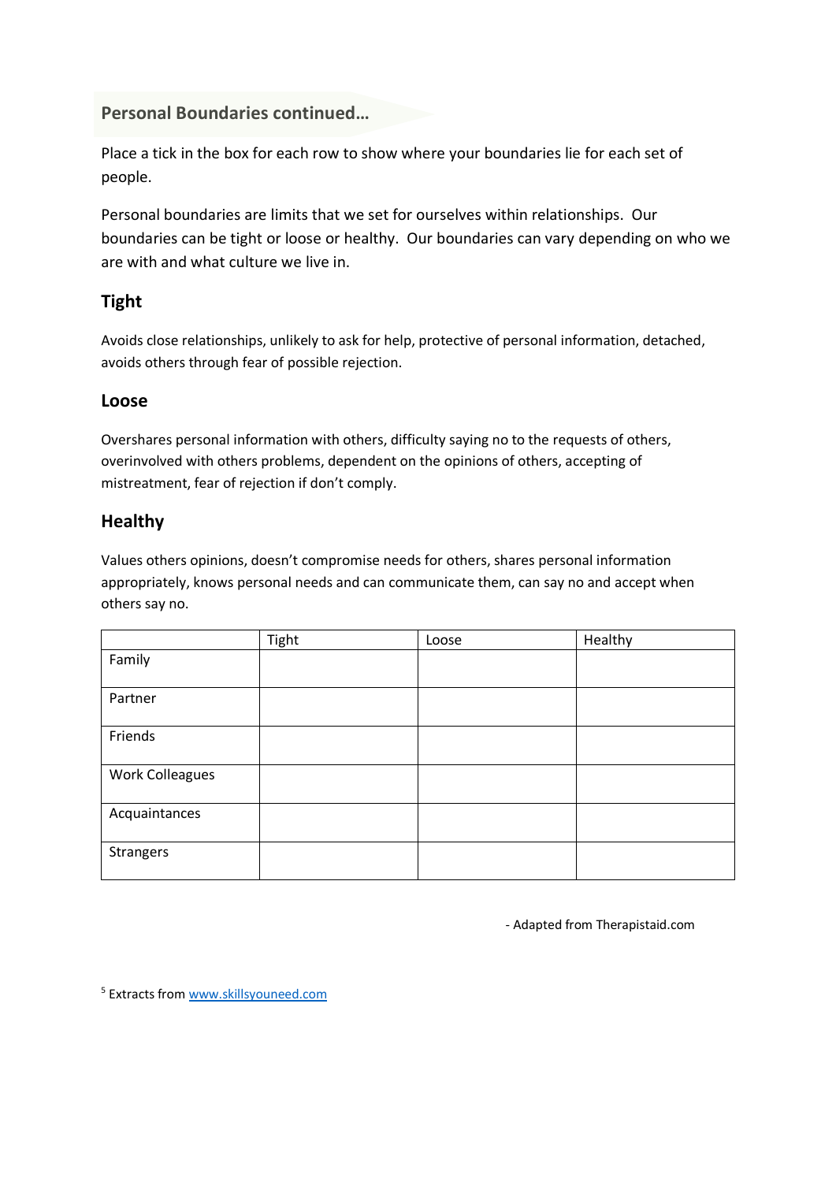## Personal Boundaries continued…

Place a tick in the box for each row to show where your boundaries lie for each set of people.

Personal boundaries are limits that we set for ourselves within relationships. Our boundaries can be tight or loose or healthy. Our boundaries can vary depending on who we are with and what culture we live in.

### Tight

Avoids close relationships, unlikely to ask for help, protective of personal information, detached, avoids others through fear of possible rejection.

### Loose

Overshares personal information with others, difficulty saying no to the requests of others, overinvolved with others problems, dependent on the opinions of others, accepting of mistreatment, fear of rejection if don't comply.

### Healthy

Values others opinions, doesn't compromise needs for others, shares personal information appropriately, knows personal needs and can communicate them, can say no and accept when others say no.

| | Tight | Loose | Healthy |
|---|---|---|---|
| Family | | | |
| Partner | | | |
| Friends | | | |
| Work Colleagues | | | |
| Acquaintances | | | |
| Strangers | | | |

- Adapted from Therapistaid.com

[5] Extracts from www.skillsyouneed.com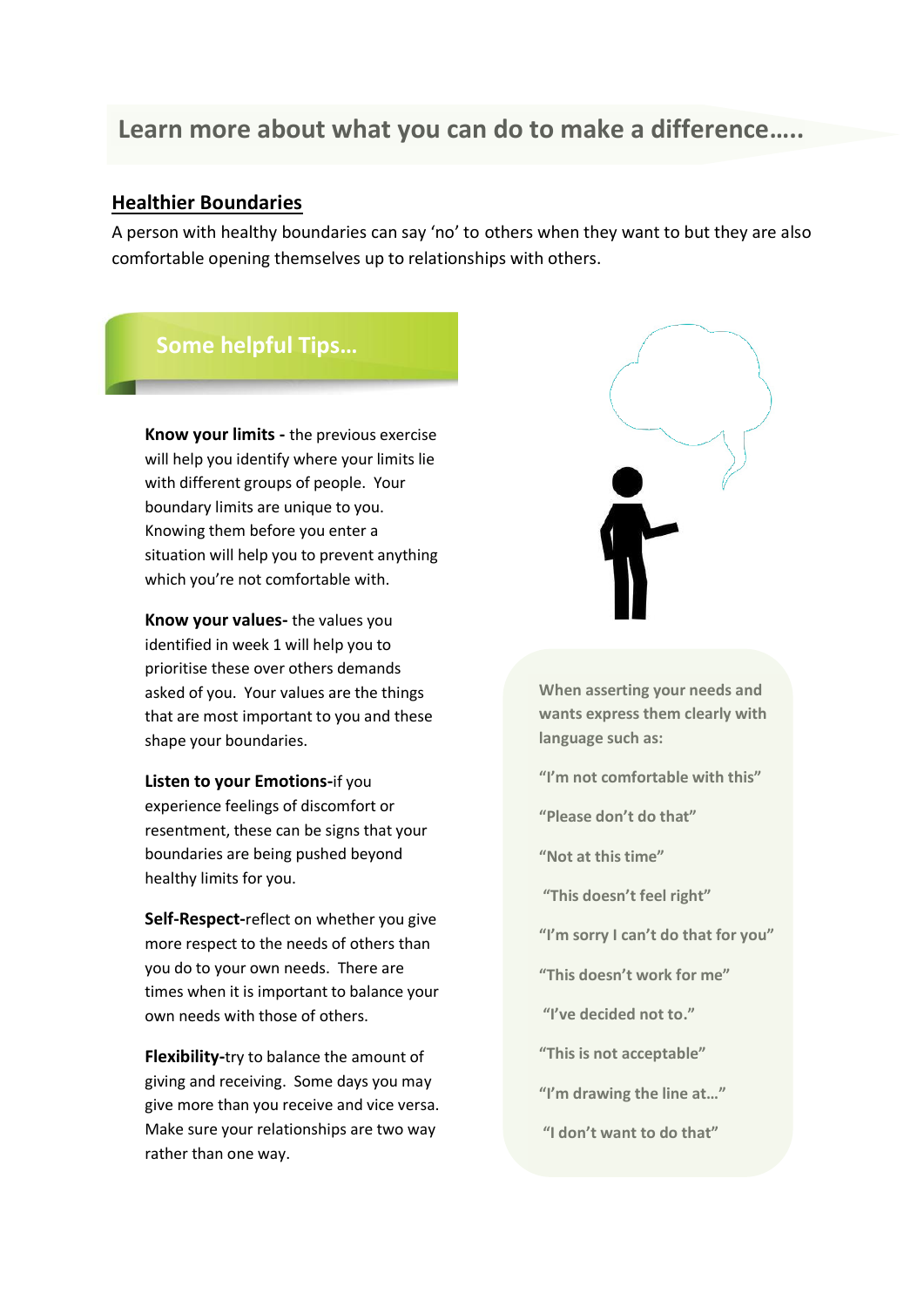## Learn more about what you can do to make a difference…..

### Healthier Boundaries

A person with healthy boundaries can say 'no' to others when they want to but they are also comfortable opening themselves up to relationships with others.

### Some helpful Tips…

**Know your limits -** the previous exercise will help you identify where your limits lie with different groups of people. Your boundary limits are unique to you. Knowing them before you enter a situation will help you to prevent anything which you're not comfortable with.

**Know your values-** the values you identified in week 1 will help you to prioritise these over others demands asked of you. Your values are the things that are most important to you and these shape your boundaries.

**Listen to your Emotions-**if you experience feelings of discomfort or resentment, these can be signs that your boundaries are being pushed beyond healthy limits for you.

**Self-Respect-**reflect on whether you give more respect to the needs of others than you do to your own needs. There are times when it is important to balance your own needs with those of others.

**Flexibility-**try to balance the amount of giving and receiving. Some days you may give more than you receive and vice versa. Make sure your relationships are two way rather than one way.

**When asserting your needs and wants express them clearly with language such as:**

**"I'm not comfortable with this"**

**"Please don't do that"**

**"Not at this time"**

**"This doesn't feel right"**

**"I'm sorry I can't do that for you"**

**"This doesn't work for me"**

**"I've decided not to."**

**"This is not acceptable"**

**"I'm drawing the line at…"**

**"I don't want to do that"**